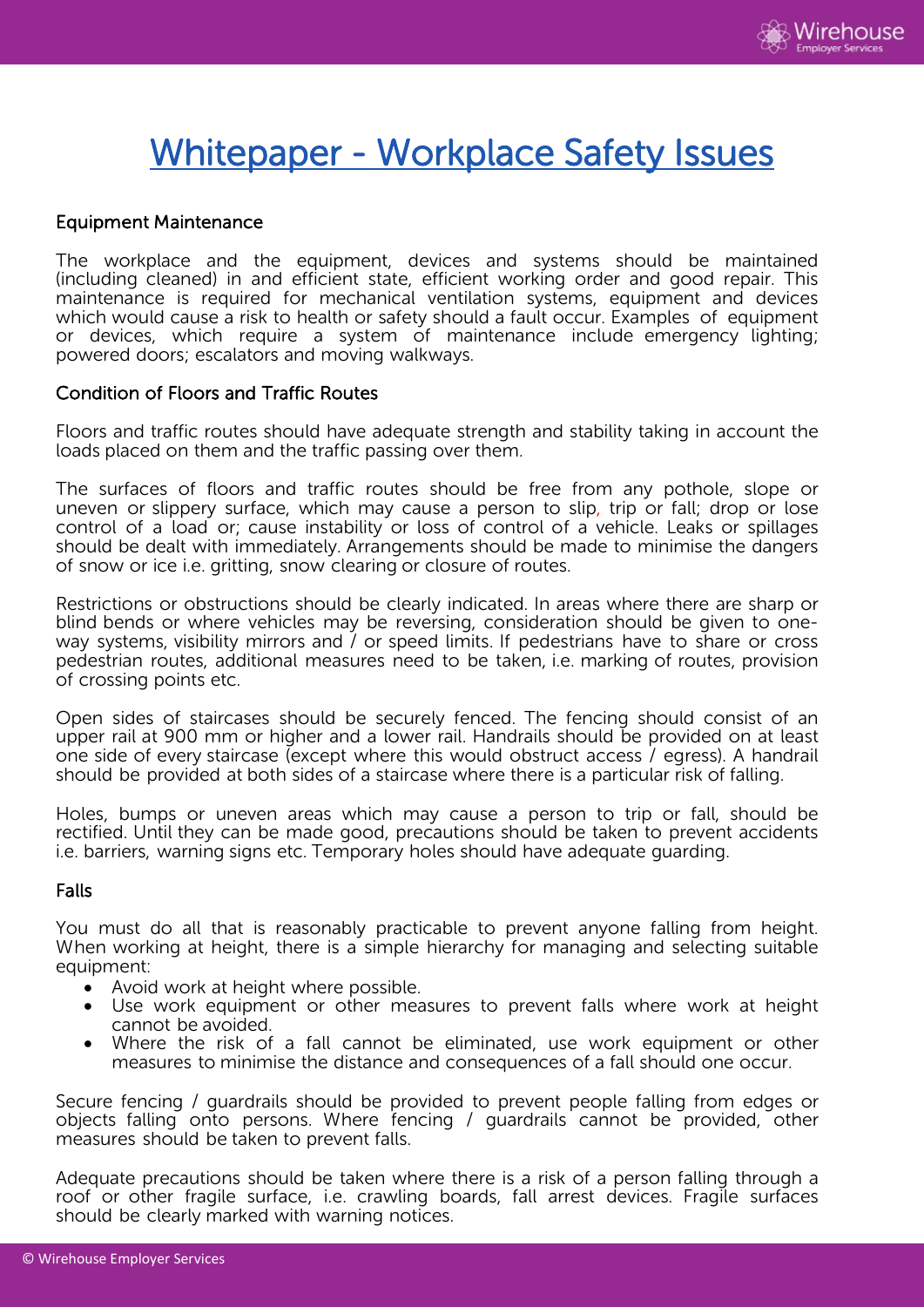# Whitepaper - Workplace Safety Issues

## Equipment Maintenance

The workplace and the equipment, devices and systems should be maintained (including cleaned) in and efficient state, efficient working order and good repair. This maintenance is required for mechanical ventilation systems, equipment and devices which would cause a risk to health or safety should a fault occur. Examples of equipment or devices, which require a system of maintenance include emergency lighting; powered doors; escalators and moving walkways.

## Condition of Floors and Traffic Routes

Floors and traffic routes should have adequate strength and stability taking in account the loads placed on them and the traffic passing over them.

The surfaces of floors and traffic routes should be free from any pothole, slope or uneven or slippery surface, which may cause a person to slip, trip or fall; drop or lose control of a load or; cause instability or loss of control of a vehicle. Leaks or spillages should be dealt with immediately. Arrangements should be made to minimise the dangers of snow or ice i.e. gritting, snow clearing or closure of routes.

Restrictions or obstructions should be clearly indicated. In areas where there are sharp or blind bends or where vehicles may be reversing, consideration should be given to one-way systems, visibility mirrors and / or speed limits. If pedestrians have to share or cross pedestrian routes, additional measures need to be taken, i.e. marking of routes, provision of crossing points etc.

Open sides of staircases should be securely fenced. The fencing should consist of an upper rail at 900 mm or higher and a lower rail. Handrails should be provided on at least one side of every staircase (except where this would obstruct access / egress). A handrail should be provided at both sides of a staircase where there is a particular risk of falling.

Holes, bumps or uneven areas which may cause a person to trip or fall, should be rectified. Until they can be made good, precautions should be taken to prevent accidents i.e. barriers, warning signs etc. Temporary holes should have adequate guarding.

## Falls

You must do all that is reasonably practicable to prevent anyone falling from height. When working at height, there is a simple hierarchy for managing and selecting suitable equipment:

- Avoid work at height where possible.
- Use work equipment or other measures to prevent falls where work at height cannot be avoided.
- Where the risk of a fall cannot be eliminated, use work equipment or other measures to minimise the distance and consequences of a fall should one occur.

Secure fencing / guardrails should be provided to prevent people falling from edges or objects falling onto persons. Where fencing / guardrails cannot be provided, other measures should be taken to prevent falls.

Adequate precautions should be taken where there is a risk of a person falling through a roof or other fragile surface, i.e. crawling boards, fall arrest devices. Fragile surfaces should be clearly marked with warning notices.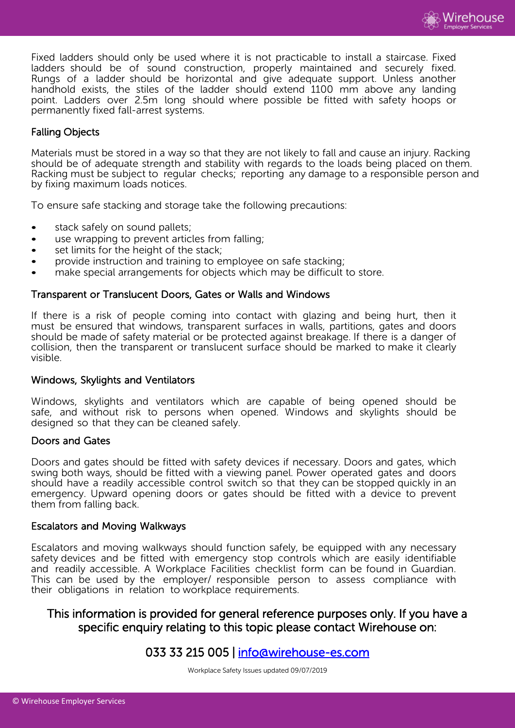Fixed ladders should only be used where it is not practicable to install a staircase. Fixed ladders should be of sound construction, properly maintained and securely fixed. Rungs of a ladder should be horizontal and give adequate support. Unless another handhold exists, the stiles of the ladder should extend 1100 mm above any landing point. Ladders over 2.5m long should where possible be fitted with safety hoops or permanently fixed fall-arrest systems.

### Falling Objects

Materials must be stored in a way so that they are not likely to fall and cause an injury. Racking should be of adequate strength and stability with regards to the loads being placed on them. Racking must be subject to regular checks; reporting any damage to a responsible person and by fixing maximum loads notices.

To ensure safe stacking and storage take the following precautions:

- stack safely on sound pallets;
- use wrapping to prevent articles from falling;
- set limits for the height of the stack;
- provide instruction and training to employee on safe stacking;
- make special arrangements for objects which may be difficult to store.

### Transparent or Translucent Doors, Gates or Walls and Windows

If there is a risk of people coming into contact with glazing and being hurt, then it must be ensured that windows, transparent surfaces in walls, partitions, gates and doors should be made of safety material or be protected against breakage. If there is a danger of collision, then the transparent or translucent surface should be marked to make it clearly visible.

### Windows, Skylights and Ventilators

Windows, skylights and ventilators which are capable of being opened should be safe, and without risk to persons when opened. Windows and skylights should be designed so that they can be cleaned safely.

### Doors and Gates

Doors and gates should be fitted with safety devices if necessary. Doors and gates, which swing both ways, should be fitted with a viewing panel. Power operated gates and doors should have a readily accessible control switch so that they can be stopped quickly in an emergency. Upward opening doors or gates should be fitted with a device to prevent them from falling back.

### Escalators and Moving Walkways

Escalators and moving walkways should function safely, be equipped with any necessary safety devices and be fitted with emergency stop controls which are easily identifiable and readily accessible. A Workplace Facilities checklist form can be found in Guardian. This can be used by the employer/ responsible person to assess compliance with their obligations in relation to workplace requirements.

This information is provided for general reference purposes only. If you have a specific enquiry relating to this topic please contact Wirehouse on:

033 33 215 005 | info@wirehouse-es.com

Workplace Safety Issues updated 09/07/2019